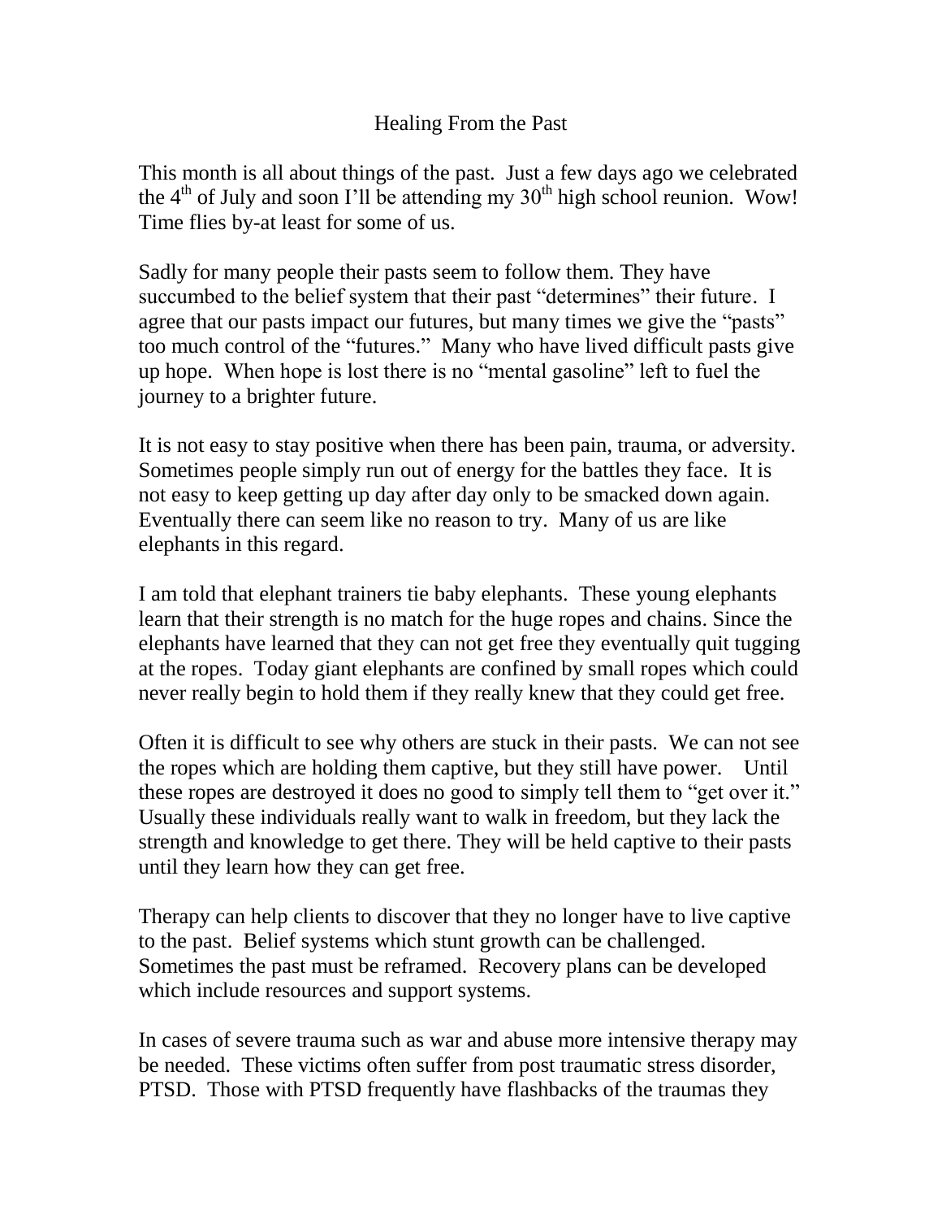# Healing From the Past

This month is all about things of the past. Just a few days ago we celebrated the 4th of July and soon I'll be attending my 30th high school reunion. Wow! Time flies by-at least for some of us.

Sadly for many people their pasts seem to follow them. They have succumbed to the belief system that their past "determines" their future. I agree that our pasts impact our futures, but many times we give the "pasts" too much control of the "futures." Many who have lived difficult pasts give up hope. When hope is lost there is no "mental gasoline" left to fuel the journey to a brighter future.

It is not easy to stay positive when there has been pain, trauma, or adversity. Sometimes people simply run out of energy for the battles they face. It is not easy to keep getting up day after day only to be smacked down again. Eventually there can seem like no reason to try. Many of us are like elephants in this regard.

I am told that elephant trainers tie baby elephants. These young elephants learn that their strength is no match for the huge ropes and chains. Since the elephants have learned that they can not get free they eventually quit tugging at the ropes. Today giant elephants are confined by small ropes which could never really begin to hold them if they really knew that they could get free.

Often it is difficult to see why others are stuck in their pasts. We can not see the ropes which are holding them captive, but they still have power. Until these ropes are destroyed it does no good to simply tell them to "get over it." Usually these individuals really want to walk in freedom, but they lack the strength and knowledge to get there. They will be held captive to their pasts until they learn how they can get free.

Therapy can help clients to discover that they no longer have to live captive to the past. Belief systems which stunt growth can be challenged. Sometimes the past must be reframed. Recovery plans can be developed which include resources and support systems.

In cases of severe trauma such as war and abuse more intensive therapy may be needed. These victims often suffer from post traumatic stress disorder, PTSD. Those with PTSD frequently have flashbacks of the traumas they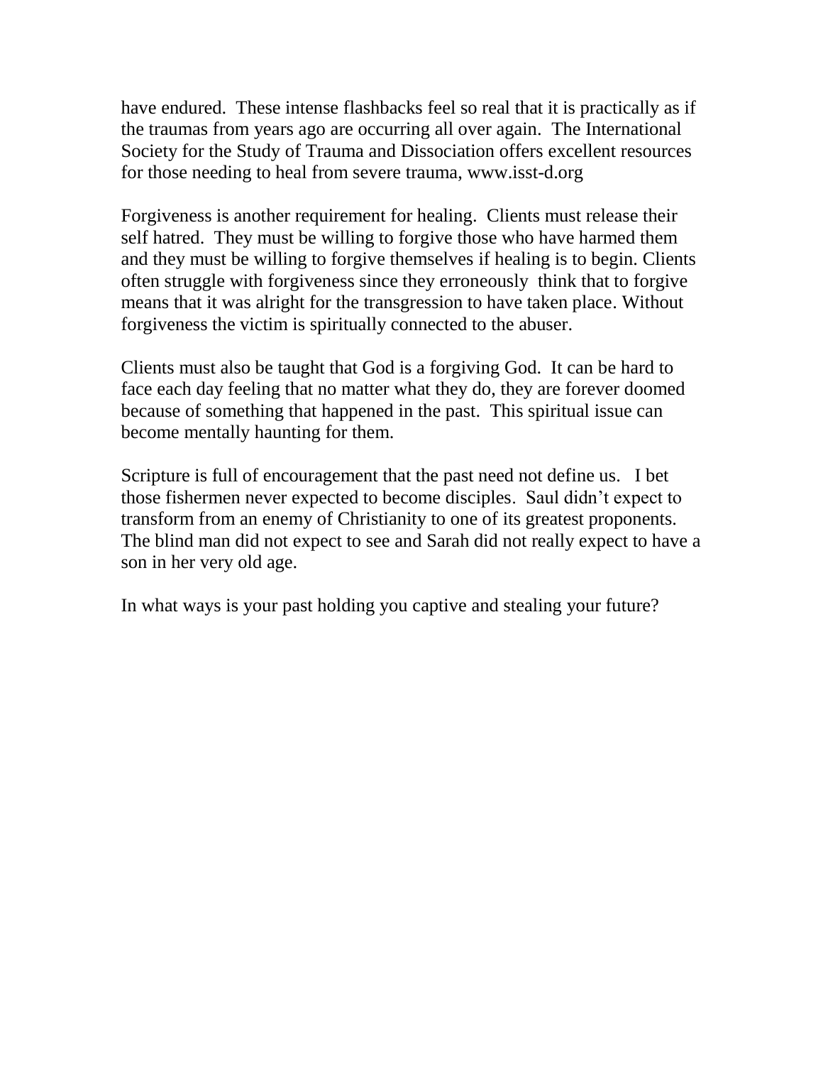have endured. These intense flashbacks feel so real that it is practically as if the traumas from years ago are occurring all over again. The International Society for the Study of Trauma and Dissociation offers excellent resources for those needing to heal from severe trauma, www.isst-d.org

Forgiveness is another requirement for healing. Clients must release their self hatred. They must be willing to forgive those who have harmed them and they must be willing to forgive themselves if healing is to begin. Clients often struggle with forgiveness since they erroneously think that to forgive means that it was alright for the transgression to have taken place. Without forgiveness the victim is spiritually connected to the abuser.

Clients must also be taught that God is a forgiving God. It can be hard to face each day feeling that no matter what they do, they are forever doomed because of something that happened in the past. This spiritual issue can become mentally haunting for them.

Scripture is full of encouragement that the past need not define us. I bet those fishermen never expected to become disciples. Saul didn't expect to transform from an enemy of Christianity to one of its greatest proponents. The blind man did not expect to see and Sarah did not really expect to have a son in her very old age.

In what ways is your past holding you captive and stealing your future?